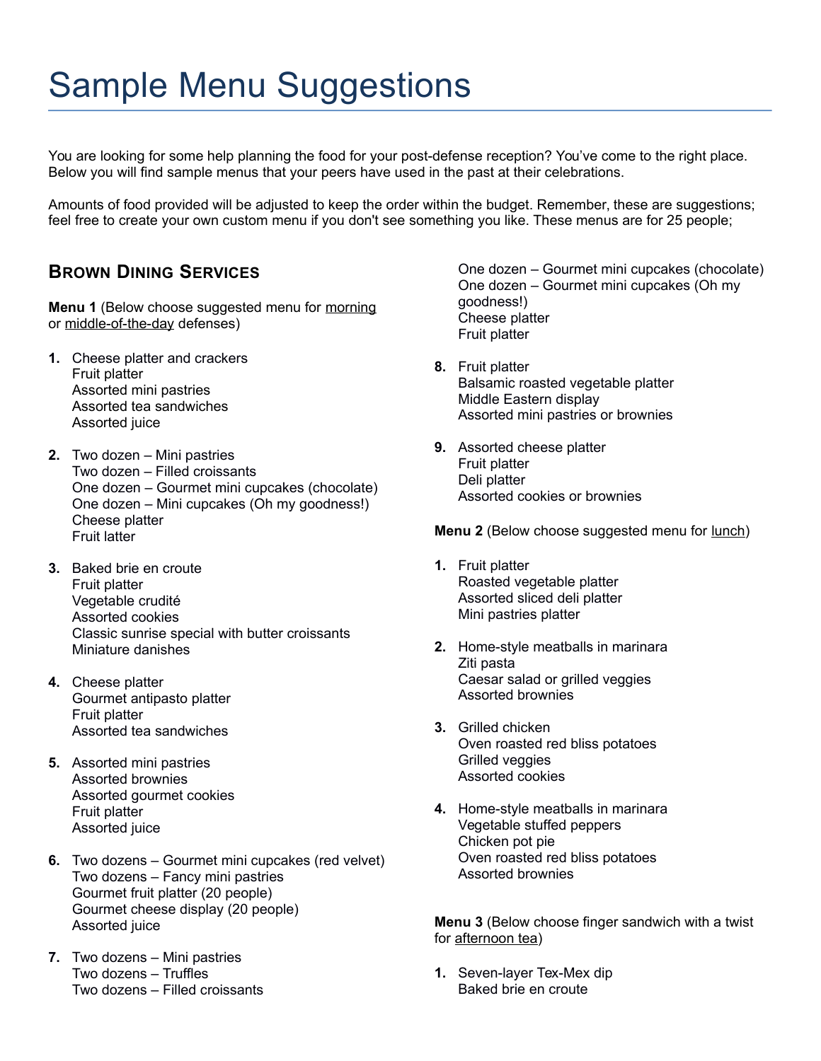# Sample Menu Suggestions

You are looking for some help planning the food for your post-defense reception? You've come to the right place. Below you will find sample menus that your peers have used in the past at their celebrations.

Amounts of food provided will be adjusted to keep the order within the budget. Remember, these are suggestions; feel free to create your own custom menu if you don't see something you like. These menus are for 25 people;

## Brown Dining Services

**Menu 1** (Below choose suggested menu for <u>morning</u> or <u>middle-of-the-day</u> defenses)

1. Cheese platter and crackers
   Fruit platter
   Assorted mini pastries
   Assorted tea sandwiches
   Assorted juice

2. Two dozen – Mini pastries
   Two dozen – Filled croissants
   One dozen – Gourmet mini cupcakes (chocolate)
   One dozen – Mini cupcakes (Oh my goodness!)
   Cheese platter
   Fruit latter

3. Baked brie en croute
   Fruit platter
   Vegetable crudité
   Assorted cookies
   Classic sunrise special with butter croissants
   Miniature danishes

4. Cheese platter
   Gourmet antipasto platter
   Fruit platter
   Assorted tea sandwiches

5. Assorted mini pastries
   Assorted brownies
   Assorted gourmet cookies
   Fruit platter
   Assorted juice

6. Two dozens – Gourmet mini cupcakes (red velvet)
   Two dozens – Fancy mini pastries
   Gourmet fruit platter (20 people)
   Gourmet cheese display (20 people)
   Assorted juice

7. Two dozens – Mini pastries
   Two dozens – Truffles
   Two dozens – Filled croissants
   One dozen – Gourmet mini cupcakes (chocolate)
   One dozen – Gourmet mini cupcakes (Oh my goodness!)
   Cheese platter
   Fruit platter

8. Fruit platter
   Balsamic roasted vegetable platter
   Middle Eastern display
   Assorted mini pastries or brownies

9. Assorted cheese platter
   Fruit platter
   Deli platter
   Assorted cookies or brownies

**Menu 2** (Below choose suggested menu for <u>lunch</u>)

1. Fruit platter
   Roasted vegetable platter
   Assorted sliced deli platter
   Mini pastries platter

2. Home-style meatballs in marinara
   Ziti pasta
   Caesar salad or grilled veggies
   Assorted brownies

3. Grilled chicken
   Oven roasted red bliss potatoes
   Grilled veggies
   Assorted cookies

4. Home-style meatballs in marinara
   Vegetable stuffed peppers
   Chicken pot pie
   Oven roasted red bliss potatoes
   Assorted brownies

**Menu 3** (Below choose finger sandwich with a twist for <u>afternoon tea</u>)

1. Seven-layer Tex-Mex dip
   Baked brie en croute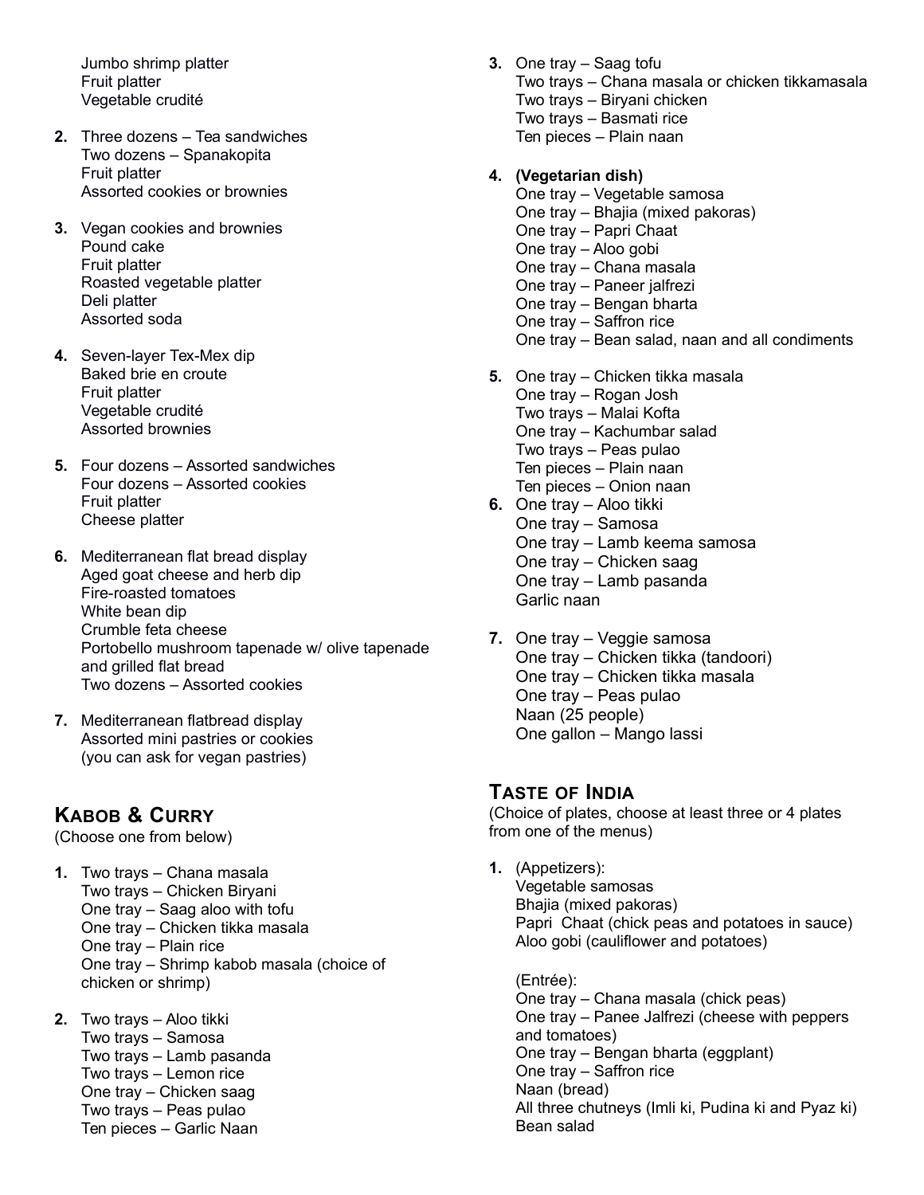Jumbo shrimp platter
Fruit platter
Vegetable crudité

2. Three dozens – Tea sandwiches
   Two dozens – Spanakopita
   Fruit platter
   Assorted cookies or brownies

3. Vegan cookies and brownies
   Pound cake
   Fruit platter
   Roasted vegetable platter
   Deli platter
   Assorted soda

4. Seven-layer Tex-Mex dip
   Baked brie en croute
   Fruit platter
   Vegetable crudité
   Assorted brownies

5. Four dozens – Assorted sandwiches
   Four dozens – Assorted cookies
   Fruit platter
   Cheese platter

6. Mediterranean flat bread display
   Aged goat cheese and herb dip
   Fire-roasted tomatoes
   White bean dip
   Crumble feta cheese
   Portobello mushroom tapenade w/ olive tapenade and grilled flat bread
   Two dozens – Assorted cookies

7. Mediterranean flatbread display
   Assorted mini pastries or cookies
   (you can ask for vegan pastries)

## KABOB & CURRY

(Choose one from below)

1. Two trays – Chana masala
   Two trays – Chicken Biryani
   One tray – Saag aloo with tofu
   One tray – Chicken tikka masala
   One tray – Plain rice
   One tray – Shrimp kabob masala (choice of chicken or shrimp)

2. Two trays – Aloo tikki
   Two trays – Samosa
   Two trays – Lamb pasanda
   Two trays – Lemon rice
   One tray – Chicken saag
   Two trays – Peas pulao
   Ten pieces – Garlic Naan

3. One tray – Saag tofu
   Two trays – Chana masala or chicken tikkamasala
   Two trays – Biryani chicken
   Two trays – Basmati rice
   Ten pieces – Plain naan

4. **(Vegetarian dish)**
   One tray – Vegetable samosa
   One tray – Bhajia (mixed pakoras)
   One tray – Papri Chaat
   One tray – Aloo gobi
   One tray – Chana masala
   One tray – Paneer jalfrezi
   One tray – Bengan bharta
   One tray – Saffron rice
   One tray – Bean salad, naan and all condiments

5. One tray – Chicken tikka masala
   One tray – Rogan Josh
   Two trays – Malai Kofta
   One tray – Kachumbar salad
   Two trays – Peas pulao
   Ten pieces – Plain naan
   Ten pieces – Onion naan

6. One tray – Aloo tikki
   One tray – Samosa
   One tray – Lamb keema samosa
   One tray – Chicken saag
   One tray – Lamb pasanda
   Garlic naan

7. One tray – Veggie samosa
   One tray – Chicken tikka (tandoori)
   One tray – Chicken tikka masala
   One tray – Peas pulao
   Naan (25 people)
   One gallon – Mango lassi

## TASTE OF INDIA

(Choice of plates, choose at least three or 4 plates from one of the menus)

1. (Appetizers):
   Vegetable samosas
   Bhajia (mixed pakoras)
   Papri Chaat (chick peas and potatoes in sauce)
   Aloo gobi (cauliflower and potatoes)

   (Entrée):
   One tray – Chana masala (chick peas)
   One tray – Panee Jalfrezi (cheese with peppers and tomatoes)
   One tray – Bengan bharta (eggplant)
   One tray – Saffron rice
   Naan (bread)
   All three chutneys (Imli ki, Pudina ki and Pyaz ki)
   Bean salad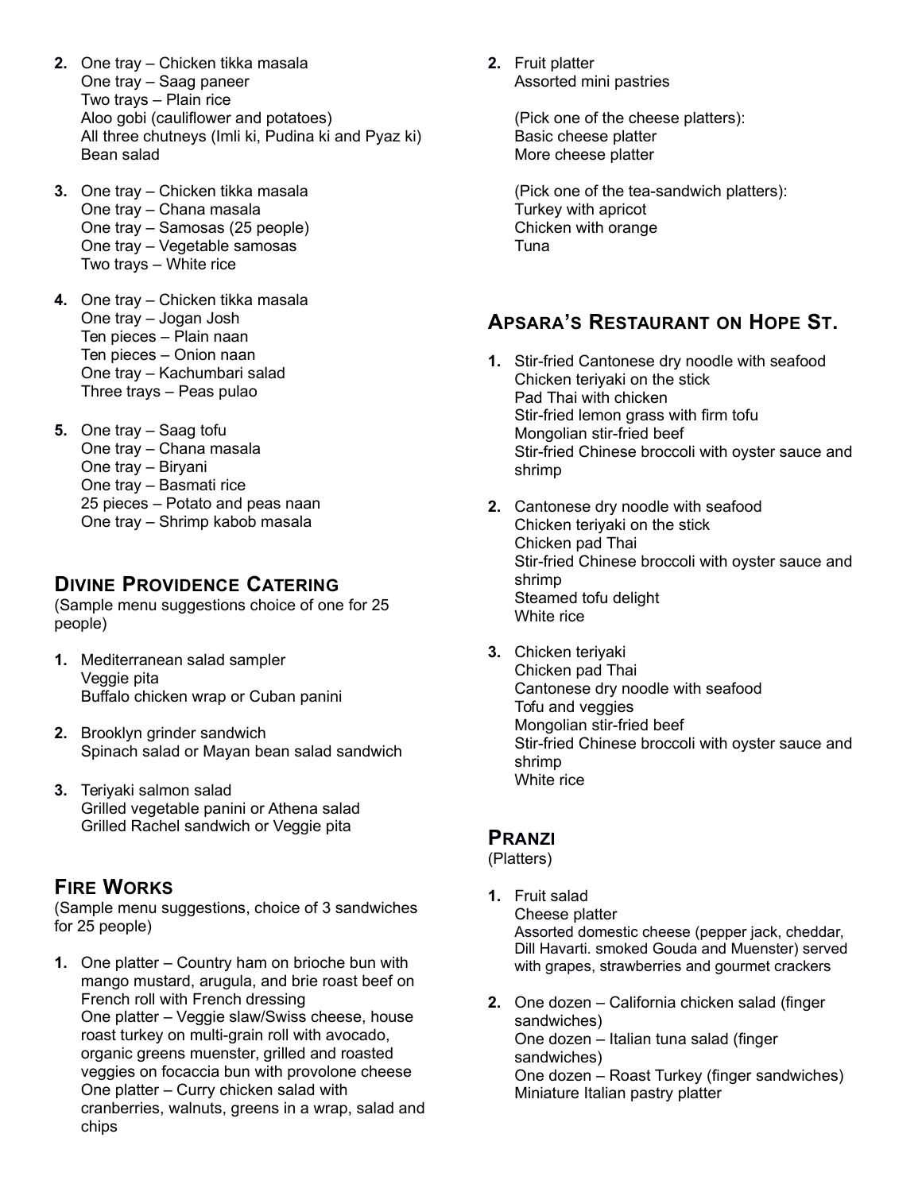2. One tray – Chicken tikka masala
   One tray – Saag paneer
   Two trays – Plain rice
   Aloo gobi (cauliflower and potatoes)
   All three chutneys (Imli ki, Pudina ki and Pyaz ki)
   Bean salad

3. One tray – Chicken tikka masala
   One tray – Chana masala
   One tray – Samosas (25 people)
   One tray – Vegetable samosas
   Two trays – White rice

4. One tray – Chicken tikka masala
   One tray – Jogan Josh
   Ten pieces – Plain naan
   Ten pieces – Onion naan
   One tray – Kachumbari salad
   Three trays – Peas pulao

5. One tray – Saag tofu
   One tray – Chana masala
   One tray – Biryani
   One tray – Basmati rice
   25 pieces – Potato and peas naan
   One tray – Shrimp kabob masala

## Divine Providence Catering

(Sample menu suggestions choice of one for 25 people)

1. Mediterranean salad sampler
   Veggie pita
   Buffalo chicken wrap or Cuban panini

2. Brooklyn grinder sandwich
   Spinach salad or Mayan bean salad sandwich

3. Teriyaki salmon salad
   Grilled vegetable panini or Athena salad
   Grilled Rachel sandwich or Veggie pita

## Fire Works

(Sample menu suggestions, choice of 3 sandwiches for 25 people)

1. One platter – Country ham on brioche bun with mango mustard, arugula, and brie roast beef on French roll with French dressing
   One platter – Veggie slaw/Swiss cheese, house roast turkey on multi-grain roll with avocado, organic greens muenster, grilled and roasted veggies on focaccia bun with provolone cheese
   One platter – Curry chicken salad with cranberries, walnuts, greens in a wrap, salad and chips

2. Fruit platter
   Assorted mini pastries

   (Pick one of the cheese platters):
   Basic cheese platter
   More cheese platter

   (Pick one of the tea-sandwich platters):
   Turkey with apricot
   Chicken with orange
   Tuna

## Apsara's Restaurant on Hope St.

1. Stir-fried Cantonese dry noodle with seafood
   Chicken teriyaki on the stick
   Pad Thai with chicken
   Stir-fried lemon grass with firm tofu
   Mongolian stir-fried beef
   Stir-fried Chinese broccoli with oyster sauce and shrimp

2. Cantonese dry noodle with seafood
   Chicken teriyaki on the stick
   Chicken pad Thai
   Stir-fried Chinese broccoli with oyster sauce and shrimp
   Steamed tofu delight
   White rice

3. Chicken teriyaki
   Chicken pad Thai
   Cantonese dry noodle with seafood
   Tofu and veggies
   Mongolian stir-fried beef
   Stir-fried Chinese broccoli with oyster sauce and shrimp
   White rice

## Pranzi

(Platters)

1. Fruit salad
   Cheese platter
   Assorted domestic cheese (pepper jack, cheddar, Dill Havarti. smoked Gouda and Muenster) served with grapes, strawberries and gourmet crackers

2. One dozen – California chicken salad (finger sandwiches)
   One dozen – Italian tuna salad (finger sandwiches)
   One dozen – Roast Turkey (finger sandwiches)
   Miniature Italian pastry platter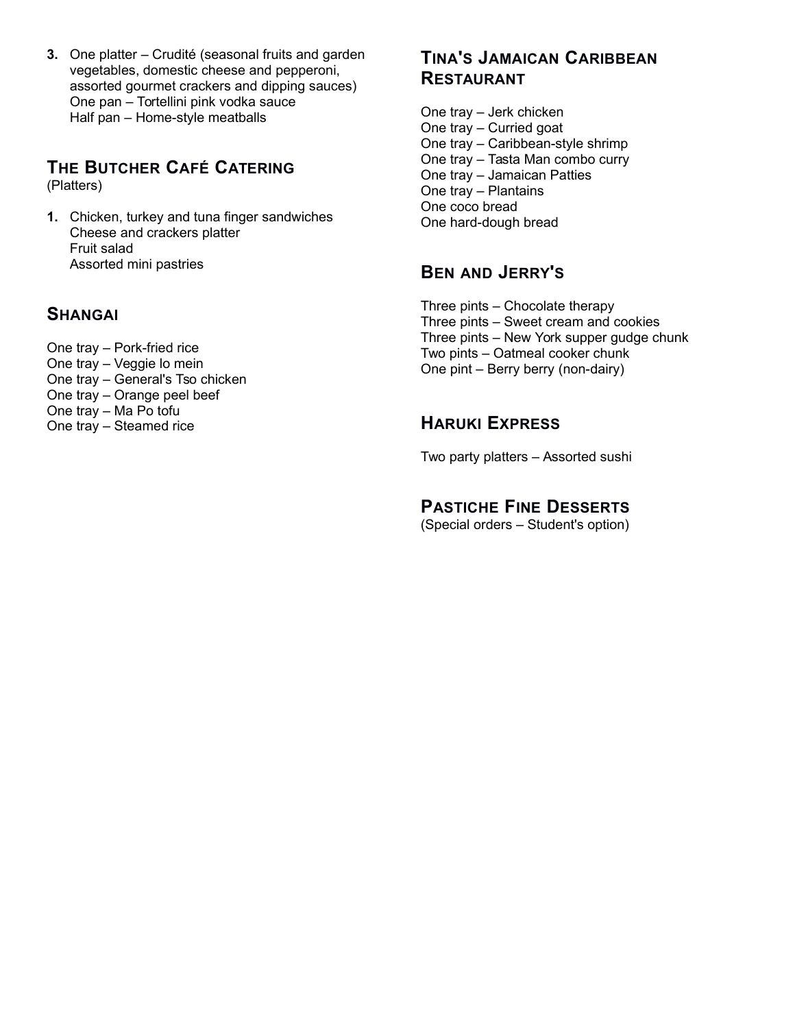3. One platter – Crudité (seasonal fruits and garden vegetables, domestic cheese and pepperoni, assorted gourmet crackers and dipping sauces)
   One pan – Tortellini pink vodka sauce
   Half pan – Home-style meatballs

## The Butcher Café Catering

(Platters)

1. Chicken, turkey and tuna finger sandwiches
   Cheese and crackers platter
   Fruit salad
   Assorted mini pastries

## Shangai

One tray – Pork-fried rice
One tray – Veggie lo mein
One tray – General's Tso chicken
One tray – Orange peel beef
One tray – Ma Po tofu
One tray – Steamed rice

## Tina's Jamaican Caribbean Restaurant

One tray – Jerk chicken
One tray – Curried goat
One tray – Caribbean-style shrimp
One tray – Tasta Man combo curry
One tray – Jamaican Patties
One tray – Plantains
One coco bread
One hard-dough bread

## Ben and Jerry's

Three pints – Chocolate therapy
Three pints – Sweet cream and cookies
Three pints – New York supper gudge chunk
Two pints – Oatmeal cooker chunk
One pint – Berry berry (non-dairy)

## Haruki Express

Two party platters – Assorted sushi

## Pastiche Fine Desserts

(Special orders – Student's option)